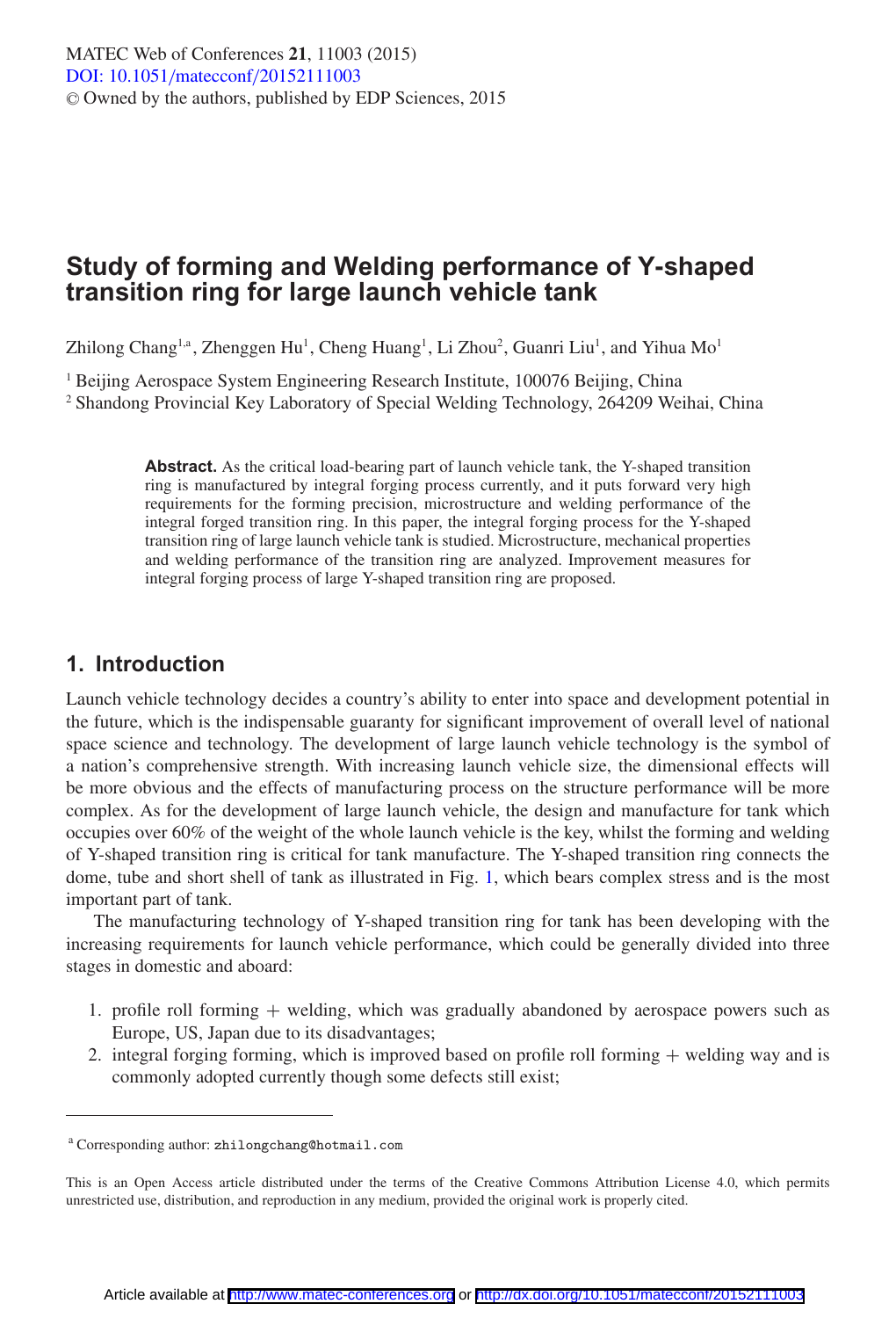# Study of forming and Welding performance of Y-shaped transition ring for large launch vehicle tank

Zhilong Chang[1,a], Zhenggen Hu[1], Cheng Huang[1], Li Zhou[2], Guanri Liu[1], and Yihua Mo[1]

[1] Beijing Aerospace System Engineering Research Institute, 100076 Beijing, China
[2] Shandong Provincial Key Laboratory of Special Welding Technology, 264209 Weihai, China

**Abstract.** As the critical load-bearing part of launch vehicle tank, the Y-shaped transition ring is manufactured by integral forging process currently, and it puts forward very high requirements for the forming precision, microstructure and welding performance of the integral forged transition ring. In this paper, the integral forging process for the Y-shaped transition ring of large launch vehicle tank is studied. Microstructure, mechanical properties and welding performance of the transition ring are analyzed. Improvement measures for integral forging process of large Y-shaped transition ring are proposed.

## 1. Introduction

Launch vehicle technology decides a country's ability to enter into space and development potential in the future, which is the indispensable guaranty for significant improvement of overall level of national space science and technology. The development of large launch vehicle technology is the symbol of a nation's comprehensive strength. With increasing launch vehicle size, the dimensional effects will be more obvious and the effects of manufacturing process on the structure performance will be more complex. As for the development of large launch vehicle, the design and manufacture for tank which occupies over 60% of the weight of the whole launch vehicle is the key, whilst the forming and welding of Y-shaped transition ring is critical for tank manufacture. The Y-shaped transition ring connects the dome, tube and short shell of tank as illustrated in Fig. 1, which bears complex stress and is the most important part of tank.

The manufacturing technology of Y-shaped transition ring for tank has been developing with the increasing requirements for launch vehicle performance, which could be generally divided into three stages in domestic and aboard:

1. profile roll forming + welding, which was gradually abandoned by aerospace powers such as Europe, US, Japan due to its disadvantages;
2. integral forging forming, which is improved based on profile roll forming + welding way and is commonly adopted currently though some defects still exist;

[a] Corresponding author: zhilongchang@hotmail.com

This is an Open Access article distributed under the terms of the Creative Commons Attribution License 4.0, which permits unrestricted use, distribution, and reproduction in any medium, provided the original work is properly cited.

Article available at http://www.matec-conferences.org or http://dx.doi.org/10.1051/matecconf/20152111003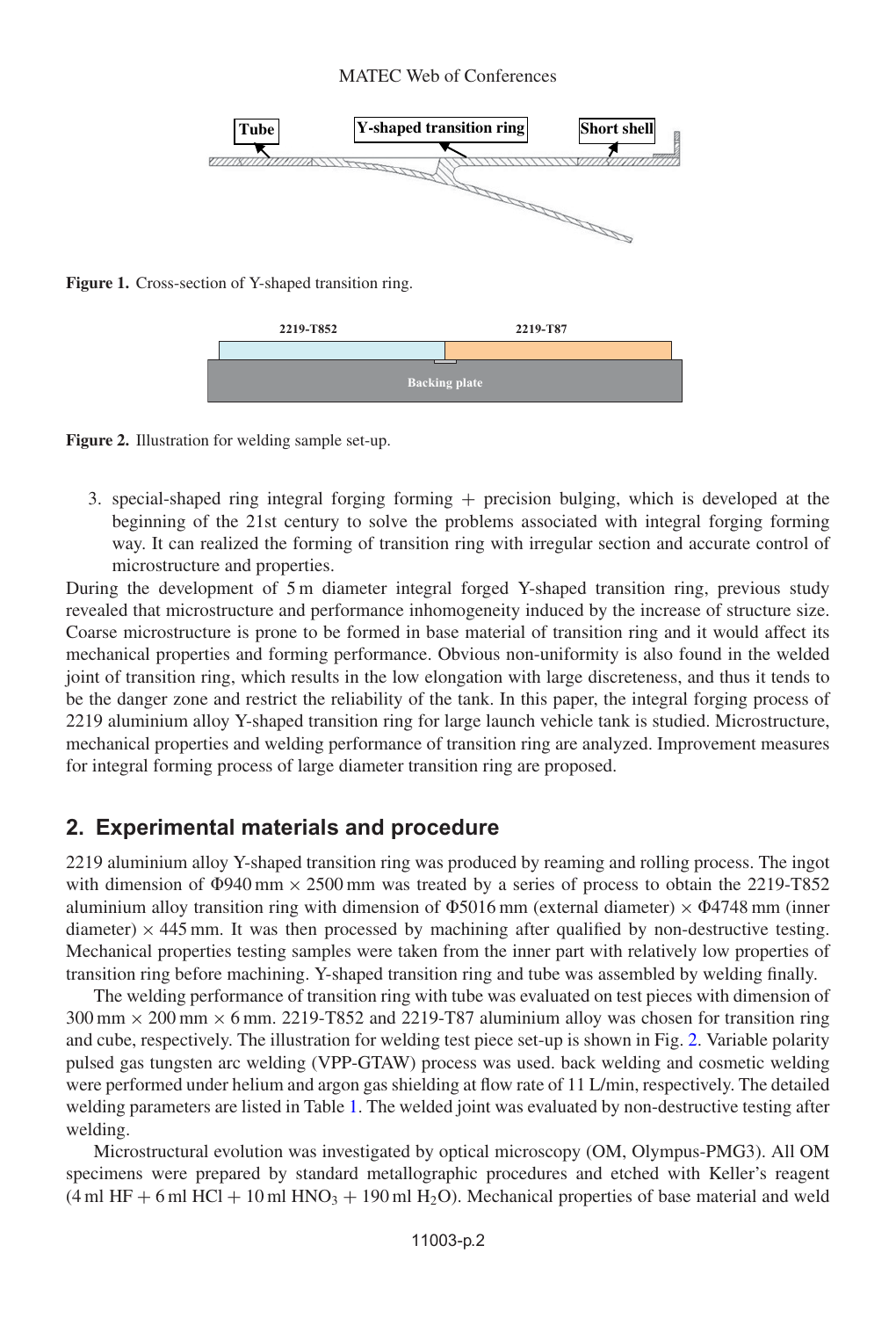Tube

Y-shaped transition ring

Short shell

**Figure 1.** Cross-section of Y-shaped transition ring.

2219-T852

2219-T87

Backing plate

**Figure 2.** Illustration for welding sample set-up.

3. special-shaped ring integral forging forming + precision bulging, which is developed at the beginning of the 21st century to solve the problems associated with integral forging forming way. It can realized the forming of transition ring with irregular section and accurate control of microstructure and properties.

During the development of 5 m diameter integral forged Y-shaped transition ring, previous study revealed that microstructure and performance inhomogeneity induced by the increase of structure size. Coarse microstructure is prone to be formed in base material of transition ring and it would affect its mechanical properties and forming performance. Obvious non-uniformity is also found in the welded joint of transition ring, which results in the low elongation with large discreteness, and thus it tends to be the danger zone and restrict the reliability of the tank. In this paper, the integral forging process of 2219 aluminium alloy Y-shaped transition ring for large launch vehicle tank is studied. Microstructure, mechanical properties and welding performance of transition ring are analyzed. Improvement measures for integral forming process of large diameter transition ring are proposed.

## 2. Experimental materials and procedure

2219 aluminium alloy Y-shaped transition ring was produced by reaming and rolling process. The ingot with dimension of Φ940 mm × 2500 mm was treated by a series of process to obtain the 2219-T852 aluminium alloy transition ring with dimension of Φ5016 mm (external diameter) × Φ4748 mm (inner diameter) × 445 mm. It was then processed by machining after qualified by non-destructive testing. Mechanical properties testing samples were taken from the inner part with relatively low properties of transition ring before machining. Y-shaped transition ring and tube was assembled by welding finally.

The welding performance of transition ring with tube was evaluated on test pieces with dimension of 300 mm × 200 mm × 6 mm. 2219-T852 and 2219-T87 aluminium alloy was chosen for transition ring and cube, respectively. The illustration for welding test piece set-up is shown in Fig. 2. Variable polarity pulsed gas tungsten arc welding (VPP-GTAW) process was used. back welding and cosmetic welding were performed under helium and argon gas shielding at flow rate of 11 L/min, respectively. The detailed welding parameters are listed in Table 1. The welded joint was evaluated by non-destructive testing after welding.

Microstructural evolution was investigated by optical microscopy (OM, Olympus-PMG3). All OM specimens were prepared by standard metallographic procedures and etched with Keller's reagent (4 ml HF + 6 ml HCl + 10 ml $HNO_3$ + 190 ml $H_2O$). Mechanical properties of base material and weld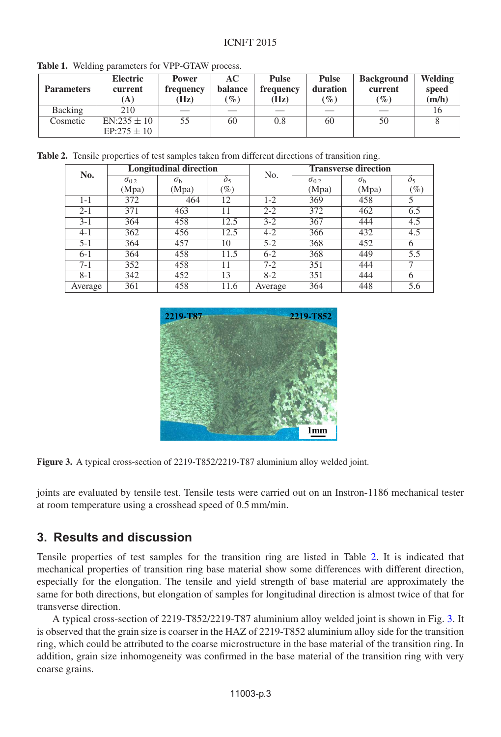**Table 1.** Welding parameters for VPP-GTAW process.

| Parameters | Electric current (A) | Power frequency (Hz) | AC balance (%) | Pulse frequency (Hz) | Pulse duration (%) | Background current (%) | Welding speed (m/h) |
|---|---|---|---|---|---|---|---|
| Backing | 210 | — | — | — | — | — | 16 |
| Cosmetic | EN:235 ± 10 EP:275 ± 10 | 55 | 60 | 0.8 | 60 | 50 | 8 |

**Table 2.** Tensile properties of test samples taken from different directions of transition ring.

| No. | Longitudinal direction | | | No. | Transverse direction | | |
|---|---|---|---|---|---|---|---|
| | $\sigma_{0.2}$ (Mpa) | $\sigma_b$ (Mpa) | $\delta_5$ (%) | | $\sigma_{0.2}$ (Mpa) | $\sigma_b$ (Mpa) | $\delta_5$ (%) |
| 1-1 | 372 | 464 | 12 | 1-2 | 369 | 458 | 5 |
| 2-1 | 371 | 463 | 11 | 2-2 | 372 | 462 | 6.5 |
| 3-1 | 364 | 458 | 12.5 | 3-2 | 367 | 444 | 4.5 |
| 4-1 | 362 | 456 | 12.5 | 4-2 | 366 | 432 | 4.5 |
| 5-1 | 364 | 457 | 10 | 5-2 | 368 | 452 | 6 |
| 6-1 | 364 | 458 | 11.5 | 6-2 | 368 | 449 | 5.5 |
| 7-1 | 352 | 458 | 11 | 7-2 | 351 | 444 | 7 |
| 8-1 | 342 | 452 | 13 | 8-2 | 351 | 444 | 6 |
| Average | 361 | 458 | 11.6 | Average | 364 | 448 | 5.6 |

2219-T87

2219-T852

1mm

**Figure 3.** A typical cross-section of 2219-T852/2219-T87 aluminium alloy welded joint.

joints are evaluated by tensile test. Tensile tests were carried out on an Instron-1186 mechanical tester at room temperature using a crosshead speed of 0.5 mm/min.

## 3. Results and discussion

Tensile properties of test samples for the transition ring are listed in Table 2. It is indicated that mechanical properties of transition ring base material show some differences with different direction, especially for the elongation. The tensile and yield strength of base material are approximately the same for both directions, but elongation of samples for longitudinal direction is almost twice of that for transverse direction.

A typical cross-section of 2219-T852/2219-T87 aluminium alloy welded joint is shown in Fig. 3. It is observed that the grain size is coarser in the HAZ of 2219-T852 aluminium alloy side for the transition ring, which could be attributed to the coarse microstructure in the base material of the transition ring. In addition, grain size inhomogeneity was confirmed in the base material of the transition ring with very coarse grains.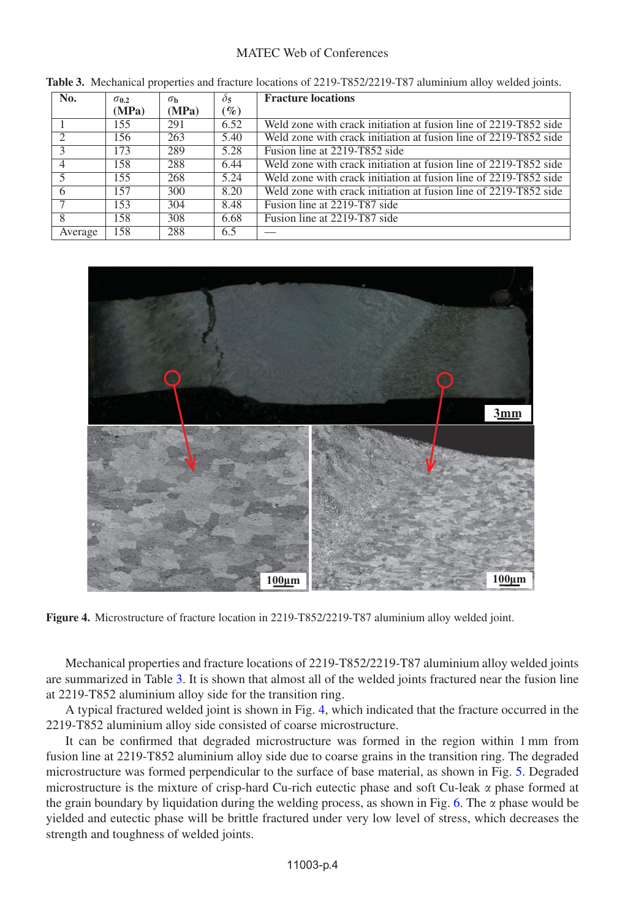**Table 3.** Mechanical properties and fracture locations of 2219-T852/2219-T87 aluminium alloy welded joints.

| No. | $\sigma_{0.2}$ (MPa) | $\sigma_b$ (MPa) | $\delta_5$ (%) | Fracture locations |
|---|---|---|---|---|
| 1 | 155 | 291 | 6.52 | Weld zone with crack initiation at fusion line of 2219-T852 side |
| 2 | 156 | 263 | 5.40 | Weld zone with crack initiation at fusion line of 2219-T852 side |
| 3 | 173 | 289 | 5.28 | Fusion line at 2219-T852 side |
| 4 | 158 | 288 | 6.44 | Weld zone with crack initiation at fusion line of 2219-T852 side |
| 5 | 155 | 268 | 5.24 | Weld zone with crack initiation at fusion line of 2219-T852 side |
| 6 | 157 | 300 | 8.20 | Weld zone with crack initiation at fusion line of 2219-T852 side |
| 7 | 153 | 304 | 8.48 | Fusion line at 2219-T87 side |
| 8 | 158 | 308 | 6.68 | Fusion line at 2219-T87 side |
| Average | 158 | 288 | 6.5 | — |

3mm

100μm

100μm

**Figure 4.** Microstructure of fracture location in 2219-T852/2219-T87 aluminium alloy welded joint.

Mechanical properties and fracture locations of 2219-T852/2219-T87 aluminium alloy welded joints are summarized in Table 3. It is shown that almost all of the welded joints fractured near the fusion line at 2219-T852 aluminium alloy side for the transition ring.

A typical fractured welded joint is shown in Fig. 4, which indicated that the fracture occurred in the 2219-T852 aluminium alloy side consisted of coarse microstructure.

It can be confirmed that degraded microstructure was formed in the region within 1 mm from fusion line at 2219-T852 aluminium alloy side due to coarse grains in the transition ring. The degraded microstructure was formed perpendicular to the surface of base material, as shown in Fig. 5. Degraded microstructure is the mixture of crisp-hard Cu-rich eutectic phase and soft Cu-leak $\alpha$ phase formed at the grain boundary by liquidation during the welding process, as shown in Fig. 6. The $\alpha$ phase would be yielded and eutectic phase will be brittle fractured under very low level of stress, which decreases the strength and toughness of welded joints.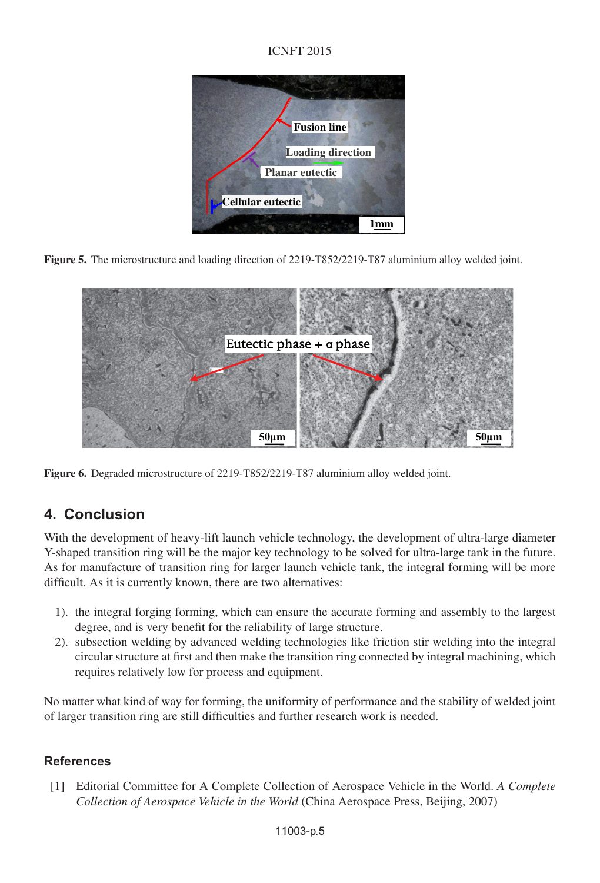Fusion line

Loading direction

Planar eutectic

Cellular eutectic

1mm

**Figure 5.** The microstructure and loading direction of 2219-T852/2219-T87 aluminium alloy welded joint.

Eutectic phase + α phase

50μm

50μm

**Figure 6.** Degraded microstructure of 2219-T852/2219-T87 aluminium alloy welded joint.

## 4. Conclusion

With the development of heavy-lift launch vehicle technology, the development of ultra-large diameter Y-shaped transition ring will be the major key technology to be solved for ultra-large tank in the future. As for manufacture of transition ring for larger launch vehicle tank, the integral forming will be more difficult. As it is currently known, there are two alternatives:

1). the integral forging forming, which can ensure the accurate forming and assembly to the largest degree, and is very benefit for the reliability of large structure.
2). subsection welding by advanced welding technologies like friction stir welding into the integral circular structure at first and then make the transition ring connected by integral machining, which requires relatively low for process and equipment.

No matter what kind of way for forming, the uniformity of performance and the stability of welded joint of larger transition ring are still difficulties and further research work is needed.

### References

[1] Editorial Committee for A Complete Collection of Aerospace Vehicle in the World. *A Complete Collection of Aerospace Vehicle in the World* (China Aerospace Press, Beijing, 2007)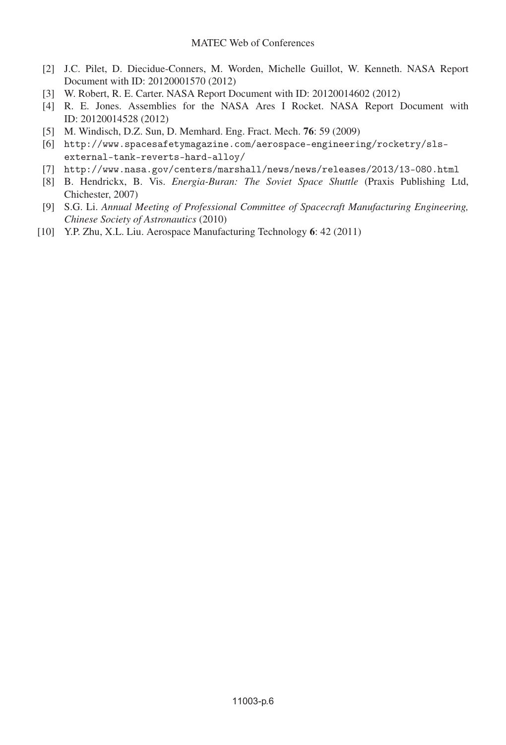[2] J.C. Pilet, D. Diecidue-Conners, M. Worden, Michelle Guillot, W. Kenneth. NASA Report Document with ID: 20120001570 (2012)

[3] W. Robert, R. E. Carter. NASA Report Document with ID: 20120014602 (2012)

[4] R. E. Jones. Assemblies for the NASA Ares I Rocket. NASA Report Document with ID: 20120014528 (2012)

[5] M. Windisch, D.Z. Sun, D. Memhard. Eng. Fract. Mech. **76**: 59 (2009)

[6] `http://www.spacesafetymagazine.com/aerospace-engineering/rocketry/sls-external-tank-reverts-hard-alloy/`

[7] `http://www.nasa.gov/centers/marshall/news/news/releases/2013/13-080.html`

[8] B. Hendrickx, B. Vis. *Energia-Buran: The Soviet Space Shuttle* (Praxis Publishing Ltd, Chichester, 2007)

[9] S.G. Li. *Annual Meeting of Professional Committee of Spacecraft Manufacturing Engineering, Chinese Society of Astronautics* (2010)

[10] Y.P. Zhu, X.L. Liu. Aerospace Manufacturing Technology **6**: 42 (2011)